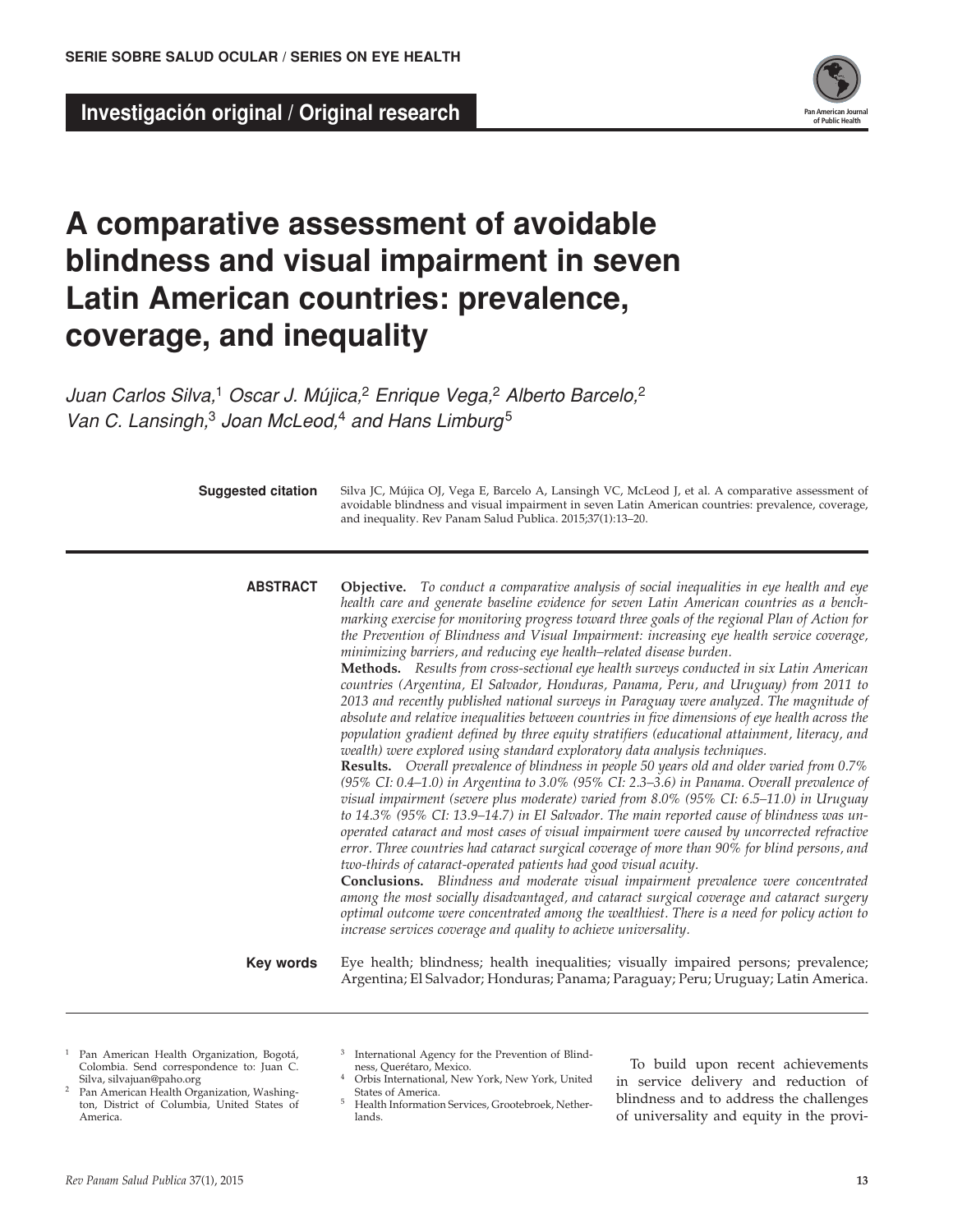SERIE SOBRE SALUD OCULAR / SERIES ON EYE HEALTH

**Investigación original / Original research**

# A comparative assessment of avoidable blindness and visual impairment in seven Latin American countries: prevalence, coverage, and inequality

*Juan Carlos Silva,[1] Oscar J. Mújica,[2] Enrique Vega,[2] Alberto Barcelo,[2] Van C. Lansingh,[3] Joan McLeod,[4] and Hans Limburg[5]*

**Suggested citation** Silva JC, Mújica OJ, Vega E, Barcelo A, Lansingh VC, McLeod J, et al. A comparative assessment of avoidable blindness and visual impairment in seven Latin American countries: prevalence, coverage, and inequality. Rev Panam Salud Publica. 2015;37(1):13–20.

**ABSTRACT**

**Objective.** *To conduct a comparative analysis of social inequalities in eye health and eye health care and generate baseline evidence for seven Latin American countries as a benchmarking exercise for monitoring progress toward three goals of the regional Plan of Action for the Prevention of Blindness and Visual Impairment: increasing eye health service coverage, minimizing barriers, and reducing eye health–related disease burden.*

**Methods.** *Results from cross-sectional eye health surveys conducted in six Latin American countries (Argentina, El Salvador, Honduras, Panama, Peru, and Uruguay) from 2011 to 2013 and recently published national surveys in Paraguay were analyzed. The magnitude of absolute and relative inequalities between countries in five dimensions of eye health across the population gradient defined by three equity stratifiers (educational attainment, literacy, and wealth) were explored using standard exploratory data analysis techniques.*

**Results.** *Overall prevalence of blindness in people 50 years old and older varied from 0.7% (95% CI: 0.4–1.0) in Argentina to 3.0% (95% CI: 2.3–3.6) in Panama. Overall prevalence of visual impairment (severe plus moderate) varied from 8.0% (95% CI: 6.5–11.0) in Uruguay to 14.3% (95% CI: 13.9–14.7) in El Salvador. The main reported cause of blindness was unoperated cataract and most cases of visual impairment were caused by uncorrected refractive error. Three countries had cataract surgical coverage of more than 90% for blind persons, and two-thirds of cataract-operated patients had good visual acuity.*

**Conclusions.** *Blindness and moderate visual impairment prevalence were concentrated among the most socially disadvantaged, and cataract surgical coverage and cataract surgery optimal outcome were concentrated among the wealthiest. There is a need for policy action to increase services coverage and quality to achieve universality.*

**Key words** Eye health; blindness; health inequalities; visually impaired persons; prevalence; Argentina; El Salvador; Honduras; Panama; Paraguay; Peru; Uruguay; Latin America.

---

[1] Pan American Health Organization, Bogotá, Colombia. Send correspondence to: Juan C. Silva, silvajuan@paho.org

[2] Pan American Health Organization, Washington, District of Columbia, United States of America.

[3] International Agency for the Prevention of Blindness, Querétaro, Mexico.

[4] Orbis International, New York, New York, United States of America.

[5] Health Information Services, Grootebroek, Netherlands.

To build upon recent achievements in service delivery and reduction of blindness and to address the challenges of universality and equity in the provi-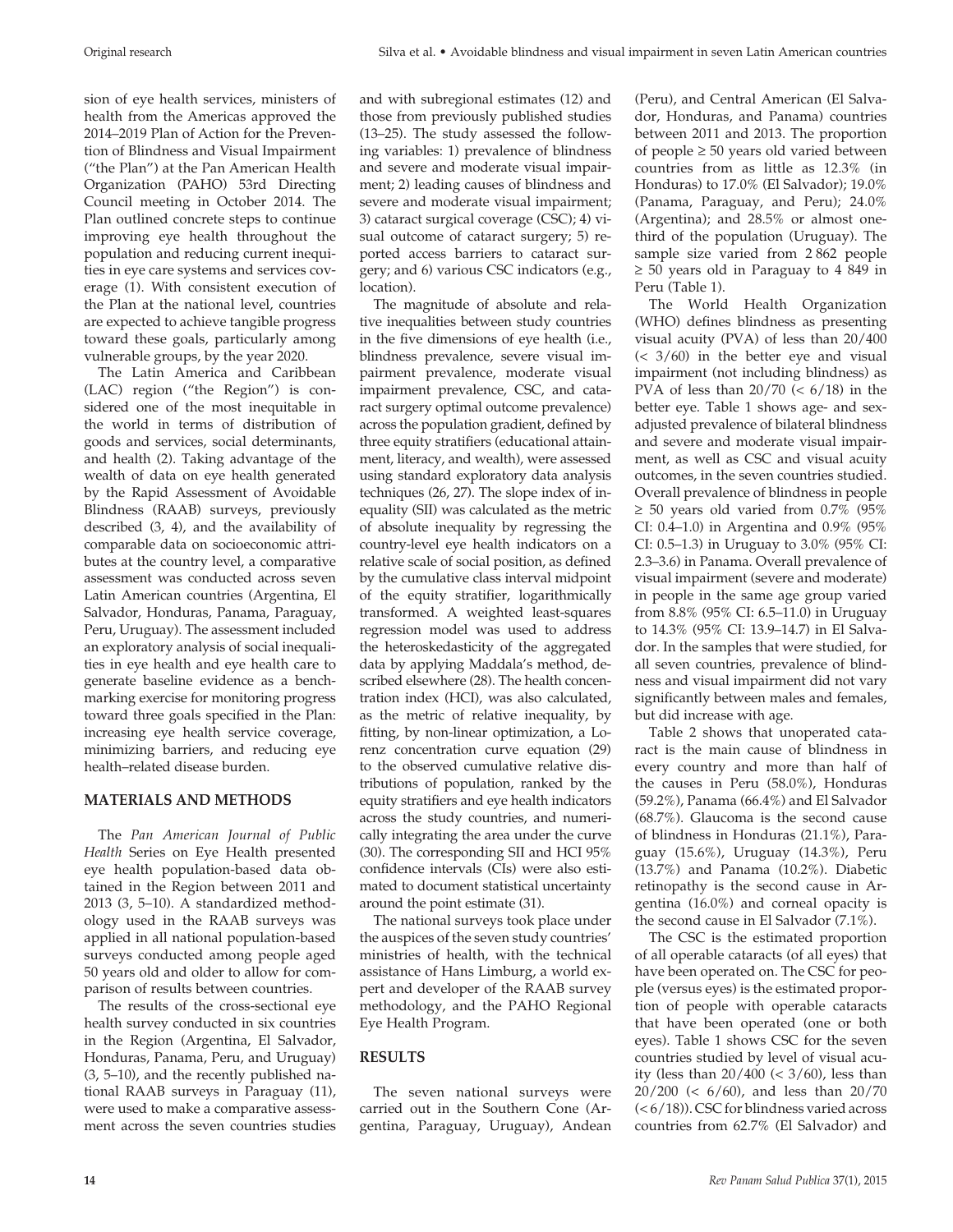sion of eye health services, ministers of health from the Americas approved the 2014–2019 Plan of Action for the Prevention of Blindness and Visual Impairment ("the Plan") at the Pan American Health Organization (PAHO) 53rd Directing Council meeting in October 2014. The Plan outlined concrete steps to continue improving eye health throughout the population and reducing current inequities in eye care systems and services coverage (1). With consistent execution of the Plan at the national level, countries are expected to achieve tangible progress toward these goals, particularly among vulnerable groups, by the year 2020.

The Latin America and Caribbean (LAC) region ("the Region") is considered one of the most inequitable in the world in terms of distribution of goods and services, social determinants, and health (2). Taking advantage of the wealth of data on eye health generated by the Rapid Assessment of Avoidable Blindness (RAAB) surveys, previously described (3, 4), and the availability of comparable data on socioeconomic attributes at the country level, a comparative assessment was conducted across seven Latin American countries (Argentina, El Salvador, Honduras, Panama, Paraguay, Peru, Uruguay). The assessment included an exploratory analysis of social inequalities in eye health and eye health care to generate baseline evidence as a benchmarking exercise for monitoring progress toward three goals specified in the Plan: increasing eye health service coverage, minimizing barriers, and reducing eye health–related disease burden.

## MATERIALS AND METHODS

The *Pan American Journal of Public Health* Series on Eye Health presented eye health population-based data obtained in the Region between 2011 and 2013 (3, 5–10). A standardized methodology used in the RAAB surveys was applied in all national population-based surveys conducted among people aged 50 years old and older to allow for comparison of results between countries.

The results of the cross-sectional eye health survey conducted in six countries in the Region (Argentina, El Salvador, Honduras, Panama, Peru, and Uruguay) (3, 5–10), and the recently published national RAAB surveys in Paraguay (11), were used to make a comparative assessment across the seven countries studies and with subregional estimates (12) and those from previously published studies (13–25). The study assessed the following variables: 1) prevalence of blindness and severe and moderate visual impairment; 2) leading causes of blindness and severe and moderate visual impairment; 3) cataract surgical coverage (CSC); 4) visual outcome of cataract surgery; 5) reported access barriers to cataract surgery; and 6) various CSC indicators (e.g., location).

The magnitude of absolute and relative inequalities between study countries in the five dimensions of eye health (i.e., blindness prevalence, severe visual impairment prevalence, moderate visual impairment prevalence, CSC, and cataract surgery optimal outcome prevalence) across the population gradient, defined by three equity stratifiers (educational attainment, literacy, and wealth), were assessed using standard exploratory data analysis techniques (26, 27). The slope index of inequality (SII) was calculated as the metric of absolute inequality by regressing the country-level eye health indicators on a relative scale of social position, as defined by the cumulative class interval midpoint of the equity stratifier, logarithmically transformed. A weighted least-squares regression model was used to address the heteroskedasticity of the aggregated data by applying Maddala's method, described elsewhere (28). The health concentration index (HCI), was also calculated, as the metric of relative inequality, by fitting, by non-linear optimization, a Lorenz concentration curve equation (29) to the observed cumulative relative distributions of population, ranked by the equity stratifiers and eye health indicators across the study countries, and numerically integrating the area under the curve (30). The corresponding SII and HCI 95% confidence intervals (CIs) were also estimated to document statistical uncertainty around the point estimate (31).

The national surveys took place under the auspices of the seven study countries' ministries of health, with the technical assistance of Hans Limburg, a world expert and developer of the RAAB survey methodology, and the PAHO Regional Eye Health Program.

## RESULTS

The seven national surveys were carried out in the Southern Cone (Argentina, Paraguay, Uruguay), Andean (Peru), and Central American (El Salvador, Honduras, and Panama) countries between 2011 and 2013. The proportion of people ≥ 50 years old varied between countries from as little as 12.3% (in Honduras) to 17.0% (El Salvador); 19.0% (Panama, Paraguay, and Peru); 24.0% (Argentina); and 28.5% or almost one-third of the population (Uruguay). The sample size varied from 2 862 people ≥ 50 years old in Paraguay to 4 849 in Peru (Table 1).

The World Health Organization (WHO) defines blindness as presenting visual acuity (PVA) of less than 20/400 (< 3/60) in the better eye and visual impairment (not including blindness) as PVA of less than 20/70 (< 6/18) in the better eye. Table 1 shows age- and sex-adjusted prevalence of bilateral blindness and severe and moderate visual impairment, as well as CSC and visual acuity outcomes, in the seven countries studied. Overall prevalence of blindness in people ≥ 50 years old varied from 0.7% (95% CI: 0.4–1.0) in Argentina and 0.9% (95% CI: 0.5–1.3) in Uruguay to 3.0% (95% CI: 2.3–3.6) in Panama. Overall prevalence of visual impairment (severe and moderate) in people in the same age group varied from 8.8% (95% CI: 6.5–11.0) in Uruguay to 14.3% (95% CI: 13.9–14.7) in El Salvador. In the samples that were studied, for all seven countries, prevalence of blindness and visual impairment did not vary significantly between males and females, but did increase with age.

Table 2 shows that unoperated cataract is the main cause of blindness in every country and more than half of the causes in Peru (58.0%), Honduras (59.2%), Panama (66.4%) and El Salvador (68.7%). Glaucoma is the second cause of blindness in Honduras (21.1%), Paraguay (15.6%), Uruguay (14.3%), Peru (13.7%) and Panama (10.2%). Diabetic retinopathy is the second cause in Argentina (16.0%) and corneal opacity is the second cause in El Salvador (7.1%).

The CSC is the estimated proportion of all operable cataracts (of all eyes) that have been operated on. The CSC for people (versus eyes) is the estimated proportion of people with operable cataracts that have been operated (one or both eyes). Table 1 shows CSC for the seven countries studied by level of visual acuity (less than 20/400 (< 3/60), less than 20/200 (< 6/60), and less than 20/70 (< 6/18)). CSC for blindness varied across countries from 62.7% (El Salvador) and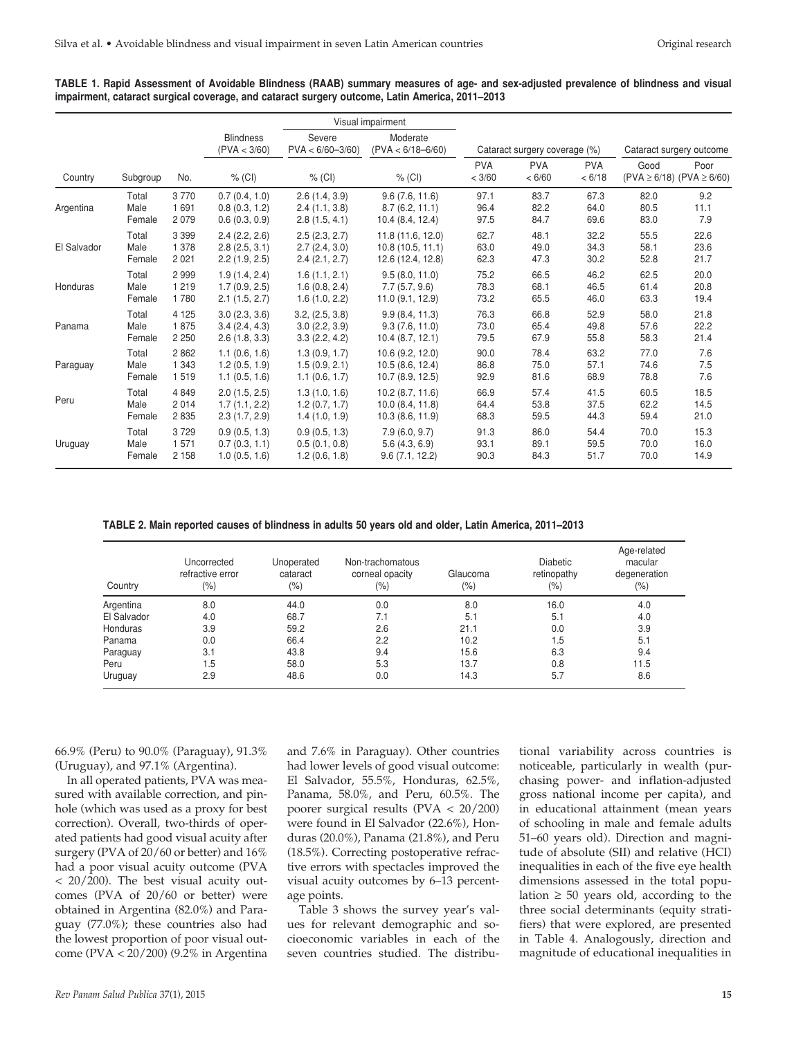**TABLE 1. Rapid Assessment of Avoidable Blindness (RAAB) summary measures of age- and sex-adjusted prevalence of blindness and visual impairment, cataract surgical coverage, and cataract surgery outcome, Latin America, 2011–2013**

| | | | Blindness (PVA < 3/60) | Visual impairment | | Cataract surgery coverage (%) | | | Cataract surgery outcome | |
|---|---|---|---|---|---|---|---|---|---|---|
| | | | | Severe PVA < 6/60–3/60) | Moderate (PVA < 6/18–6/60) | | | | | |
| Country | Subgroup | No. | % (CI) | % (CI) | % (CI) | PVA < 3/60 | PVA < 6/60 | PVA < 6/18 | Good (PVA ≥ 6/18) | Poor (PVA ≥ 6/60) |
| Argentina | Total | 3 770 | 0.7 (0.4, 1.0) | 2.6 (1.4, 3.9) | 9.6 (7.6, 11.6) | 97.1 | 83.7 | 67.3 | 82.0 | 9.2 |
| | Male | 1 691 | 0.8 (0.3, 1.2) | 2.4 (1.1, 3.8) | 8.7 (6.2, 11.1) | 96.4 | 82.2 | 64.0 | 80.5 | 11.1 |
| | Female | 2 079 | 0.6 (0.3, 0.9) | 2.8 (1.5, 4.1) | 10.4 (8.4, 12.4) | 97.5 | 84.7 | 69.6 | 83.0 | 7.9 |
| El Salvador | Total | 3 399 | 2.4 (2.2, 2.6) | 2.5 (2.3, 2.7) | 11.8 (11.6, 12.0) | 62.7 | 48.1 | 32.2 | 55.5 | 22.6 |
| | Male | 1 378 | 2.8 (2.5, 3.1) | 2.7 (2.4, 3.0) | 10.8 (10.5, 11.1) | 63.0 | 49.0 | 34.3 | 58.1 | 23.6 |
| | Female | 2 021 | 2.2 (1.9, 2.5) | 2.4 (2.1, 2.7) | 12.6 (12.4, 12.8) | 62.3 | 47.3 | 30.2 | 52.8 | 21.7 |
| Honduras | Total | 2 999 | 1.9 (1.4, 2.4) | 1.6 (1.1, 2.1) | 9.5 (8.0, 11.0) | 75.2 | 66.5 | 46.2 | 62.5 | 20.0 |
| | Male | 1 219 | 1.7 (0.9, 2.5) | 1.6 (0.8, 2.4) | 7.7 (5.7, 9.6) | 78.3 | 68.1 | 46.5 | 61.4 | 20.8 |
| | Female | 1 780 | 2.1 (1.5, 2.7) | 1.6 (1.0, 2.2) | 11.0 (9.1, 12.9) | 73.2 | 65.5 | 46.0 | 63.3 | 19.4 |
| Panama | Total | 4 125 | 3.0 (2.3, 3.6) | 3.2, (2.5, 3.8) | 9.9 (8.4, 11.3) | 76.3 | 66.8 | 52.9 | 58.0 | 21.8 |
| | Male | 1 875 | 3.4 (2.4, 4.3) | 3.0 (2.2, 3.9) | 9.3 (7.6, 11.0) | 73.0 | 65.4 | 49.8 | 57.6 | 22.2 |
| | Female | 2 250 | 2.6 (1.8, 3.3) | 3.3 (2.2, 4.2) | 10.4 (8.7, 12.1) | 79.5 | 67.9 | 55.8 | 58.3 | 21.4 |
| Paraguay | Total | 2 862 | 1.1 (0.6, 1.6) | 1.3 (0.9, 1.7) | 10.6 (9.2, 12.0) | 90.0 | 78.4 | 63.2 | 77.0 | 7.6 |
| | Male | 1 343 | 1.2 (0.5, 1.9) | 1.5 (0.9, 2.1) | 10.5 (8.6, 12.4) | 86.8 | 75.0 | 57.1 | 74.6 | 7.5 |
| | Female | 1 519 | 1.1 (0.5, 1.6) | 1.1 (0.6, 1.7) | 10.7 (8.9, 12.5) | 92.9 | 81.6 | 68.9 | 78.8 | 7.6 |
| Peru | Total | 4 849 | 2.0 (1.5, 2.5) | 1.3 (1.0, 1.6) | 10.2 (8.7, 11.6) | 66.9 | 57.4 | 41.5 | 60.5 | 18.5 |
| | Male | 2 014 | 1.7 (1.1, 2.2) | 1.2 (0.7, 1.7) | 10.0 (8.4, 11.8) | 64.4 | 53.8 | 37.5 | 62.2 | 14.5 |
| | Female | 2 835 | 2.3 (1.7, 2.9) | 1.4 (1.0, 1.9) | 10.3 (8.6, 11.9) | 68.3 | 59.5 | 44.3 | 59.4 | 21.0 |
| Uruguay | Total | 3 729 | 0.9 (0.5, 1.3) | 0.9 (0.5, 1.3) | 7.9 (6.0, 9.7) | 91.3 | 86.0 | 54.4 | 70.0 | 15.3 |
| | Male | 1 571 | 0.7 (0.3, 1.1) | 0.5 (0.1, 0.8) | 5.6 (4.3, 6.9) | 93.1 | 89.1 | 59.5 | 70.0 | 16.0 |
| | Female | 2 158 | 1.0 (0.5, 1.6) | 1.2 (0.6, 1.8) | 9.6 (7.1, 12.2) | 90.3 | 84.3 | 51.7 | 70.0 | 14.9 |

**TABLE 2. Main reported causes of blindness in adults 50 years old and older, Latin America, 2011–2013**

| Country | Uncorrected refractive error (%) | Unoperated cataract (%) | Non-trachomatous corneal opacity (%) | Glaucoma (%) | Diabetic retinopathy (%) | Age-related macular degeneration (%) |
|---|---|---|---|---|---|---|
| Argentina | 8.0 | 44.0 | 0.0 | 8.0 | 16.0 | 4.0 |
| El Salvador | 4.0 | 68.7 | 7.1 | 5.1 | 5.1 | 4.0 |
| Honduras | 3.9 | 59.2 | 2.6 | 21.1 | 0.0 | 3.9 |
| Panama | 0.0 | 66.4 | 2.2 | 10.2 | 1.5 | 5.1 |
| Paraguay | 3.1 | 43.8 | 9.4 | 15.6 | 6.3 | 9.4 |
| Peru | 1.5 | 58.0 | 5.3 | 13.7 | 0.8 | 11.5 |
| Uruguay | 2.9 | 48.6 | 0.0 | 14.3 | 5.7 | 8.6 |

66.9% (Peru) to 90.0% (Paraguay), 91.3% (Uruguay), and 97.1% (Argentina).

In all operated patients, PVA was measured with available correction, and pinhole (which was used as a proxy for best correction). Overall, two-thirds of operated patients had good visual acuity after surgery (PVA of 20/60 or better) and 16% had a poor visual acuity outcome (PVA < 20/200). The best visual acuity outcomes (PVA of 20/60 or better) were obtained in Argentina (82.0%) and Paraguay (77.0%); these countries also had the lowest proportion of poor visual outcome (PVA < 20/200) (9.2% in Argentina and 7.6% in Paraguay). Other countries had lower levels of good visual outcome: El Salvador, 55.5%, Honduras, 62.5%, Panama, 58.0%, and Peru, 60.5%. The poorer surgical results (PVA < 20/200) were found in El Salvador (22.6%), Honduras (20.0%), Panama (21.8%), and Peru (18.5%). Correcting postoperative refractive errors with spectacles improved the visual acuity outcomes by 6–13 percentage points.

Table 3 shows the survey year's values for relevant demographic and socioeconomic variables in each of the seven countries studied. The distributional variability across countries is noticeable, particularly in wealth (purchasing power- and inflation-adjusted gross national income per capita), and in educational attainment (mean years of schooling in male and female adults 51–60 years old). Direction and magnitude of absolute (SII) and relative (HCI) inequalities in each of the five eye health dimensions assessed in the total population ≥ 50 years old, according to the three social determinants (equity stratifiers) that were explored, are presented in Table 4. Analogously, direction and magnitude of educational inequalities in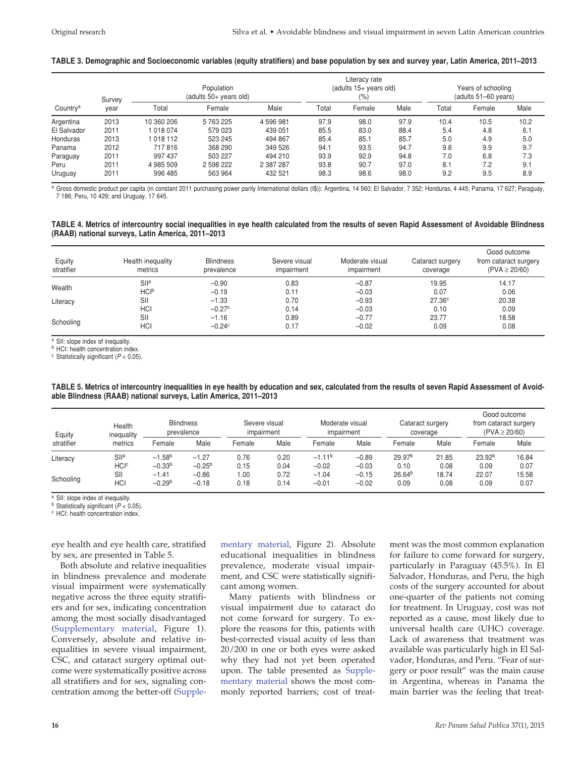**TABLE 3. Demographic and Socioeconomic variables (equity stratifiers) and base population by sex and survey year, Latin America, 2011–2013**

| Country[a] | Survey year | Population (adults 50+ years old) | | | Literacy rate (adults 15+ years old) (%) | | | Years of schooling (adults 51–60 years) | | |
|---|---|---|---|---|---|---|---|---|---|---|
| | | Total | Female | Male | Total | Female | Male | Total | Female | Male |
| Argentina | 2013 | 10 360 206 | 5 763 225 | 4 596 981 | 97.9 | 98.0 | 97.9 | 10.4 | 10.5 | 10.2 |
| El Salvador | 2011 | 1 018 074 | 579 023 | 439 051 | 85.5 | 83.0 | 88.4 | 5.4 | 4.8 | 6.1 |
| Honduras | 2013 | 1 018 112 | 523 245 | 494 867 | 85.4 | 85.1 | 85.7 | 5.0 | 4.9 | 5.0 |
| Panama | 2012 | 717 816 | 368 290 | 349 526 | 94.1 | 93.5 | 94.7 | 9.8 | 9.9 | 9.7 |
| Paraguay | 2011 | 997 437 | 503 227 | 494 210 | 93.9 | 92.9 | 94.8 | 7.0 | 6.8 | 7.3 |
| Peru | 2011 | 4 985 509 | 2 598 222 | 2 387 287 | 93.8 | 90.7 | 97.0 | 8.1 | 7.2 | 9.1 |
| Uruguay | 2011 | 996 485 | 563 964 | 432 521 | 98.3 | 98.6 | 98.0 | 9.2 | 9.5 | 8.9 |

[a] Gross domestic product per capita (in constant 2011 purchasing power parity International dollars (I$)): Argentina, 14 560; El Salvador, 7 352; Honduras, 4 445; Panama, 17 627; Paraguay, 7 186; Peru, 10 429; and Uruguay, 17 645.

**TABLE 4. Metrics of intercountry social inequalities in eye health calculated from the results of seven Rapid Assessment of Avoidable Blindness (RAAB) national surveys, Latin America, 2011–2013**

| Equity stratifier | Health inequality metrics | Blindness prevalence | Severe visual impairment | Moderate visual impairment | Cataract surgery coverage | Good outcome from cataract surgery (PVA ≥ 20/60) |
|---|---|---|---|---|---|---|
| Wealth | SII[a] | −0.90 | 0.83 | −0.87 | 19.95 | 14.17 |
| | HCI[b] | −0.19 | 0.11 | −0.03 | 0.07 | 0.06 |
| Literacy | SII | −1.33 | 0.70 | −0.93 | 27.36[c] | 20.38 |
| | HCI | −0.27[c] | 0.14 | −0.03 | 0.10 | 0.09 |
| Schooling | SII | −1.16 | 0.89 | −0.77 | 23.77 | 18.58 |
| | HCI | −0.24[c] | 0.17 | −0.02 | 0.09 | 0.08 |

[a] SII: slope index of inequality.
[b] HCI: health concentration index.
[c] Statistically significant ($P < 0.05$).

**TABLE 5. Metrics of intercountry inequalities in eye health by education and sex, calculated from the results of seven Rapid Assessment of Avoidable Blindness (RAAB) national surveys, Latin America, 2011–2013**

| Equity stratifier | Health inequality metrics | Blindness prevalence | | Severe visual impairment | | Moderate visual impairment | | Cataract surgery coverage | | Good outcome from cataract surgery (PVA ≥ 20/60) | |
|---|---|---|---|---|---|---|---|---|---|---|---|
| | | Female | Male | Female | Male | Female | Male | Female | Male | Female | Male |
| Literacy | SII[a] | −1.58[b] | −1.27 | 0.76 | 0.20 | −1.11[b] | −0.89 | 29.97[b] | 21.85 | 23.92[b] | 16.84 |
| | HCI[c] | −0.33[b] | −0.25[b] | 0.15 | 0.04 | −0.02 | −0.03 | 0.10 | 0.08 | 0.09 | 0.07 |
| Schooling | SII | −1.41 | −0.86 | 1.00 | 0.72 | −1.04 | −0.15 | 26.64[b] | 18.74 | 22.07 | 15.58 |
| | HCI | −0.29[b] | −0.18 | 0.18 | 0.14 | −0.01 | −0.02 | 0.09 | 0.08 | 0.09 | 0.07 |

[a] SII: slope index of inequality.
[b] Statistically significant ($P < 0.05$).
[c] HCI: health concentration index.

eye health and eye health care, stratified by sex, are presented in Table 5.

Both absolute and relative inequalities in blindness prevalence and moderate visual impairment were systematically negative across the three equity stratifiers and for sex, indicating concentration among the most socially disadvantaged (Supplementary material, Figure 1). Conversely, absolute and relative inequalities in severe visual impairment, CSC, and cataract surgery optimal outcome were systematically positive across all stratifiers and for sex, signaling concentration among the better-off (Supplementary material, Figure 2). Absolute educational inequalities in blindness prevalence, moderate visual impairment, and CSC were statistically significant among women.

Many patients with blindness or visual impairment due to cataract do not come forward for surgery. To explore the reasons for this, patients with best-corrected visual acuity of less than 20/200 in one or both eyes were asked why they had not yet been operated upon. The table presented as Supplementary material shows the most commonly reported barriers; cost of treatment was the most common explanation for failure to come forward for surgery, particularly in Paraguay (45.5%). In El Salvador, Honduras, and Peru, the high costs of the surgery accounted for about one-quarter of the patients not coming for treatment. In Uruguay, cost was not reported as a cause, most likely due to universal health care (UHC) coverage. Lack of awareness that treatment was available was particularly high in El Salvador, Honduras, and Peru. "Fear of surgery or poor result" was the main cause in Argentina, whereas in Panama the main barrier was the feeling that treat-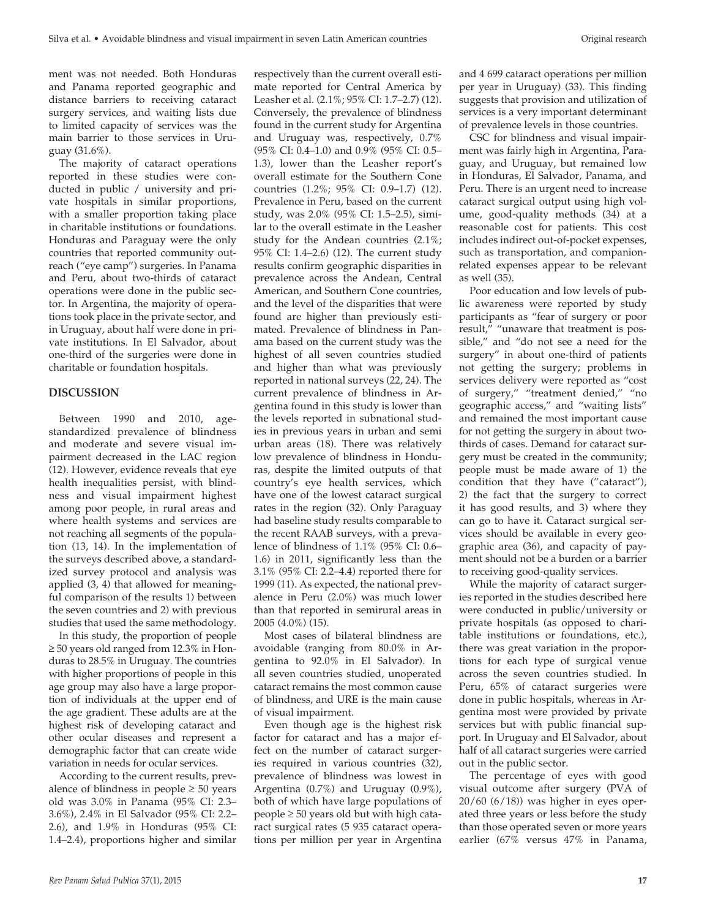ment was not needed. Both Honduras and Panama reported geographic and distance barriers to receiving cataract surgery services, and waiting lists due to limited capacity of services was the main barrier to those services in Uruguay (31.6%).

The majority of cataract operations reported in these studies were conducted in public / university and private hospitals in similar proportions, with a smaller proportion taking place in charitable institutions or foundations. Honduras and Paraguay were the only countries that reported community outreach ("eye camp") surgeries. In Panama and Peru, about two-thirds of cataract operations were done in the public sector. In Argentina, the majority of operations took place in the private sector, and in Uruguay, about half were done in private institutions. In El Salvador, about one-third of the surgeries were done in charitable or foundation hospitals.

## DISCUSSION

Between 1990 and 2010, age-standardized prevalence of blindness and moderate and severe visual impairment decreased in the LAC region (12). However, evidence reveals that eye health inequalities persist, with blindness and visual impairment highest among poor people, in rural areas and where health systems and services are not reaching all segments of the population (13, 14). In the implementation of the surveys described above, a standardized survey protocol and analysis was applied (3, 4) that allowed for meaningful comparison of the results 1) between the seven countries and 2) with previous studies that used the same methodology.

In this study, the proportion of people ≥ 50 years old ranged from 12.3% in Honduras to 28.5% in Uruguay. The countries with higher proportions of people in this age group may also have a large proportion of individuals at the upper end of the age gradient. These adults are at the highest risk of developing cataract and other ocular diseases and represent a demographic factor that can create wide variation in needs for ocular services.

According to the current results, prevalence of blindness in people ≥ 50 years old was 3.0% in Panama (95% CI: 2.3–3.6%), 2.4% in El Salvador (95% CI: 2.2–2.6), and 1.9% in Honduras (95% CI: 1.4–2.4), proportions higher and similar respectively than the current overall estimate reported for Central America by Leasher et al. (2.1%; 95% CI: 1.7–2.7) (12). Conversely, the prevalence of blindness found in the current study for Argentina and Uruguay was, respectively, 0.7% (95% CI: 0.4–1.0) and 0.9% (95% CI: 0.5–1.3), lower than the Leasher report's overall estimate for the Southern Cone countries (1.2%; 95% CI: 0.9–1.7) (12). Prevalence in Peru, based on the current study, was 2.0% (95% CI: 1.5–2.5), similar to the overall estimate in the Leasher study for the Andean countries (2.1%; 95% CI: 1.4–2.6) (12). The current study results confirm geographic disparities in prevalence across the Andean, Central American, and Southern Cone countries, and the level of the disparities that were found are higher than previously estimated. Prevalence of blindness in Panama based on the current study was the highest of all seven countries studied and higher than what was previously reported in national surveys (22, 24). The current prevalence of blindness in Argentina found in this study is lower than the levels reported in subnational studies in previous years in urban and semi urban areas (18). There was relatively low prevalence of blindness in Honduras, despite the limited outputs of that country's eye health services, which have one of the lowest cataract surgical rates in the region (32). Only Paraguay had baseline study results comparable to the recent RAAB surveys, with a prevalence of blindness of 1.1% (95% CI: 0.6–1.6) in 2011, significantly less than the 3.1% (95% CI: 2.2–4.4) reported there for 1999 (11). As expected, the national prevalence in Peru (2.0%) was much lower than that reported in semirural areas in 2005 (4.0%) (15).

Most cases of bilateral blindness are avoidable (ranging from 80.0% in Argentina to 92.0% in El Salvador). In all seven countries studied, unoperated cataract remains the most common cause of blindness, and URE is the main cause of visual impairment.

Even though age is the highest risk factor for cataract and has a major effect on the number of cataract surgeries required in various countries (32), prevalence of blindness was lowest in Argentina (0.7%) and Uruguay (0.9%), both of which have large populations of people ≥ 50 years old but with high cataract surgical rates (5 935 cataract operations per million per year in Argentina and 4 699 cataract operations per million per year in Uruguay) (33). This finding suggests that provision and utilization of services is a very important determinant of prevalence levels in those countries.

CSC for blindness and visual impairment was fairly high in Argentina, Paraguay, and Uruguay, but remained low in Honduras, El Salvador, Panama, and Peru. There is an urgent need to increase cataract surgical output using high volume, good-quality methods (34) at a reasonable cost for patients. This cost includes indirect out-of-pocket expenses, such as transportation, and companion-related expenses appear to be relevant as well (35).

Poor education and low levels of public awareness were reported by study participants as "fear of surgery or poor result," "unaware that treatment is possible," and "do not see a need for the surgery" in about one-third of patients not getting the surgery; problems in services delivery were reported as "cost of surgery," "treatment denied," "no geographic access," and "waiting lists" and remained the most important cause for not getting the surgery in about two-thirds of cases. Demand for cataract surgery must be created in the community; people must be made aware of 1) the condition that they have ("cataract"), 2) the fact that the surgery to correct it has good results, and 3) where they can go to have it. Cataract surgical services should be available in every geographic area (36), and capacity of payment should not be a burden or a barrier to receiving good-quality services.

While the majority of cataract surgeries reported in the studies described here were conducted in public/university or private hospitals (as opposed to charitable institutions or foundations, etc.), there was great variation in the proportions for each type of surgical venue across the seven countries studied. In Peru, 65% of cataract surgeries were done in public hospitals, whereas in Argentina most were provided by private services but with public financial support. In Uruguay and El Salvador, about half of all cataract surgeries were carried out in the public sector.

The percentage of eyes with good visual outcome after surgery (PVA of 20/60 (6/18)) was higher in eyes operated three years or less before the study than those operated seven or more years earlier (67% versus 47% in Panama,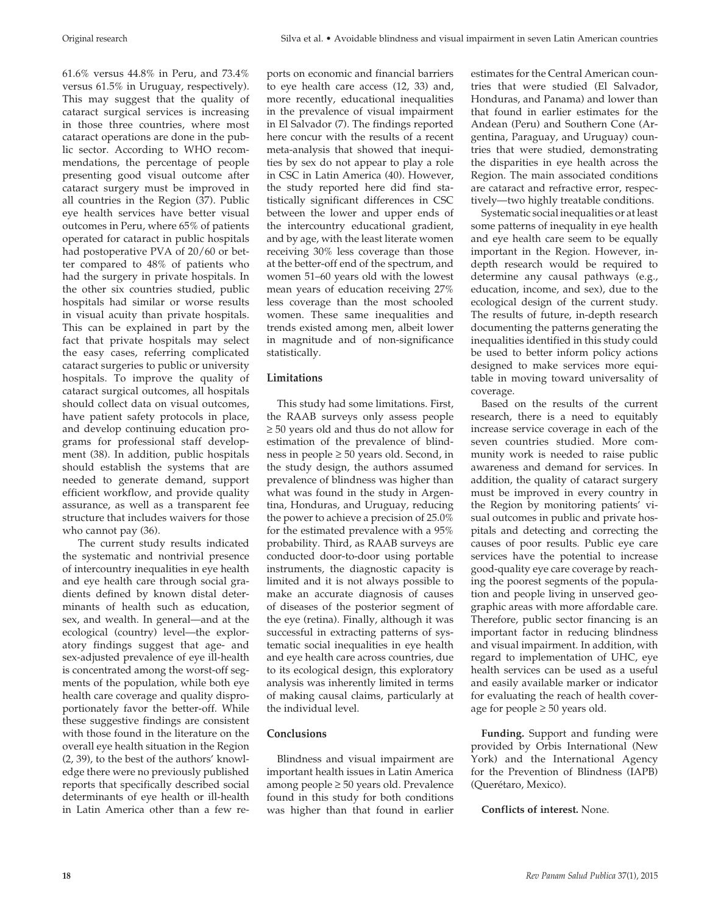61.6% versus 44.8% in Peru, and 73.4% versus 61.5% in Uruguay, respectively). This may suggest that the quality of cataract surgical services is increasing in those three countries, where most cataract operations are done in the public sector. According to WHO recommendations, the percentage of people presenting good visual outcome after cataract surgery must be improved in all countries in the Region (37). Public eye health services have better visual outcomes in Peru, where 65% of patients operated for cataract in public hospitals had postoperative PVA of 20/60 or better compared to 48% of patients who had the surgery in private hospitals. In the other six countries studied, public hospitals had similar or worse results in visual acuity than private hospitals. This can be explained in part by the fact that private hospitals may select the easy cases, referring complicated cataract surgeries to public or university hospitals. To improve the quality of cataract surgical outcomes, all hospitals should collect data on visual outcomes, have patient safety protocols in place, and develop continuing education programs for professional staff development (38). In addition, public hospitals should establish the systems that are needed to generate demand, support efficient workflow, and provide quality assurance, as well as a transparent fee structure that includes waivers for those who cannot pay (36).

The current study results indicated the systematic and nontrivial presence of intercountry inequalities in eye health and eye health care through social gradients defined by known distal determinants of health such as education, sex, and wealth. In general—and at the ecological (country) level—the exploratory findings suggest that age- and sex-adjusted prevalence of eye ill-health is concentrated among the worst-off segments of the population, while both eye health care coverage and quality disproportionately favor the better-off. While these suggestive findings are consistent with those found in the literature on the overall eye health situation in the Region (2, 39), to the best of the authors' knowledge there were no previously published reports that specifically described social determinants of eye health or ill-health in Latin America other than a few reports on economic and financial barriers to eye health care access (12, 33) and, more recently, educational inequalities in the prevalence of visual impairment in El Salvador (7). The findings reported here concur with the results of a recent meta-analysis that showed that inequities by sex do not appear to play a role in CSC in Latin America (40). However, the study reported here did find statistically significant differences in CSC between the lower and upper ends of the intercountry educational gradient, and by age, with the least literate women receiving 30% less coverage than those at the better-off end of the spectrum, and women 51–60 years old with the lowest mean years of education receiving 27% less coverage than the most schooled women. These same inequalities and trends existed among men, albeit lower in magnitude and of non-significance statistically.

## Limitations

This study had some limitations. First, the RAAB surveys only assess people ≥ 50 years old and thus do not allow for estimation of the prevalence of blindness in people ≥ 50 years old. Second, in the study design, the authors assumed prevalence of blindness was higher than what was found in the study in Argentina, Honduras, and Uruguay, reducing the power to achieve a precision of 25.0% for the estimated prevalence with a 95% probability. Third, as RAAB surveys are conducted door-to-door using portable instruments, the diagnostic capacity is limited and it is not always possible to make an accurate diagnosis of causes of diseases of the posterior segment of the eye (retina). Finally, although it was successful in extracting patterns of systematic social inequalities in eye health and eye health care across countries, due to its ecological design, this exploratory analysis was inherently limited in terms of making causal claims, particularly at the individual level.

## Conclusions

Blindness and visual impairment are important health issues in Latin America among people ≥ 50 years old. Prevalence found in this study for both conditions was higher than that found in earlier estimates for the Central American countries that were studied (El Salvador, Honduras, and Panama) and lower than that found in earlier estimates for the Andean (Peru) and Southern Cone (Argentina, Paraguay, and Uruguay) countries that were studied, demonstrating the disparities in eye health across the Region. The main associated conditions are cataract and refractive error, respectively—two highly treatable conditions.

Systematic social inequalities or at least some patterns of inequality in eye health and eye health care seem to be equally important in the Region. However, in-depth research would be required to determine any causal pathways (e.g., education, income, and sex), due to the ecological design of the current study. The results of future, in-depth research documenting the patterns generating the inequalities identified in this study could be used to better inform policy actions designed to make services more equitable in moving toward universality of coverage.

Based on the results of the current research, there is a need to equitably increase service coverage in each of the seven countries studied. More community work is needed to raise public awareness and demand for services. In addition, the quality of cataract surgery must be improved in every country in the Region by monitoring patients' visual outcomes in public and private hospitals and detecting and correcting the causes of poor results. Public eye care services have the potential to increase good-quality eye care coverage by reaching the poorest segments of the population and people living in unserved geographic areas with more affordable care. Therefore, public sector financing is an important factor in reducing blindness and visual impairment. In addition, with regard to implementation of UHC, eye health services can be used as a useful and easily available marker or indicator for evaluating the reach of health coverage for people ≥ 50 years old.

**Funding.** Support and funding were provided by Orbis International (New York) and the International Agency for the Prevention of Blindness (IAPB) (Querétaro, Mexico).

**Conflicts of interest.** None.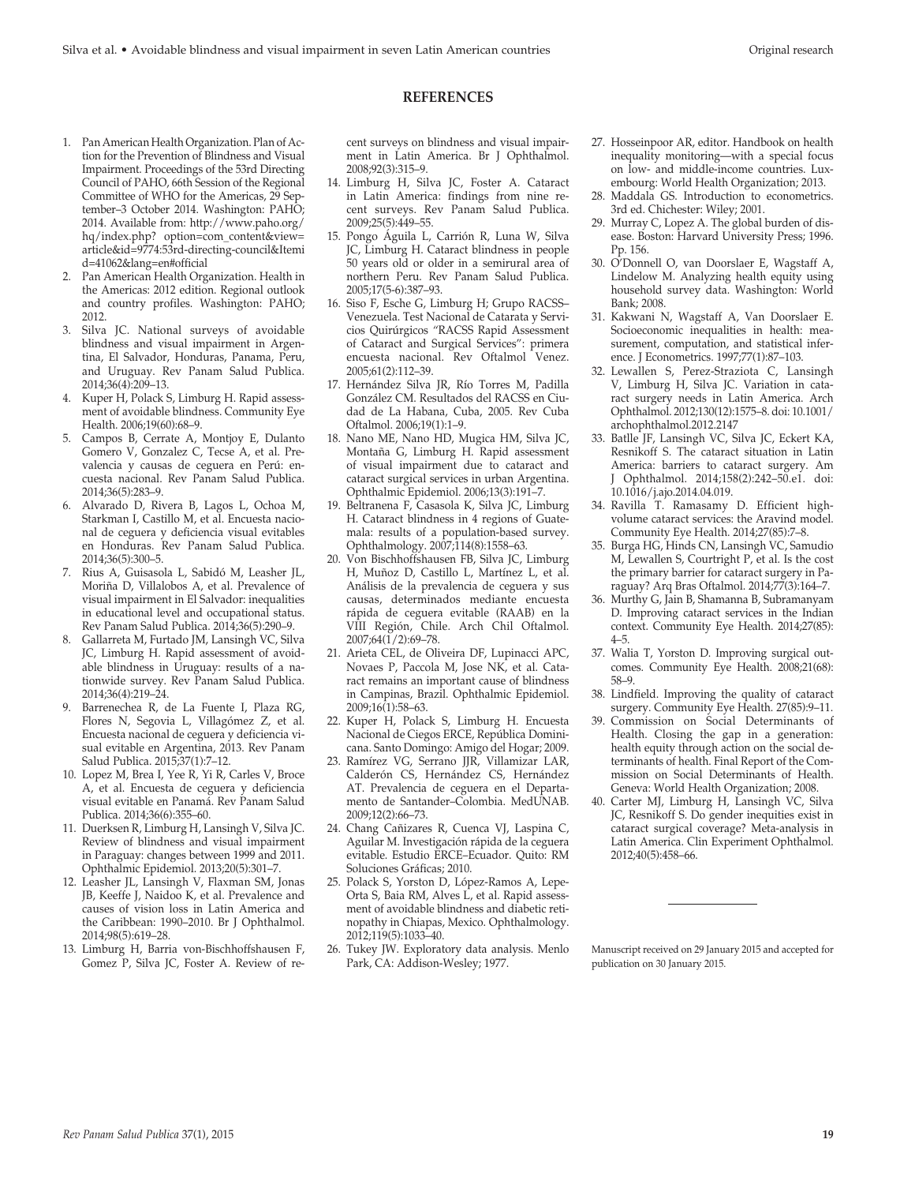## REFERENCES

1. Pan American Health Organization. Plan of Action for the Prevention of Blindness and Visual Impairment. Proceedings of the 53rd Directing Council of PAHO, 66th Session of the Regional Committee of WHO for the Americas, 29 September–3 October 2014. Washington: PAHO; 2014. Available from: http://www.paho.org/hq/index.php? option=com_content&view=article&id=9774:53rd-directing-council&Itemid=41062&lang=en#official
2. Pan American Health Organization. Health in the Americas: 2012 edition. Regional outlook and country profiles. Washington: PAHO; 2012.
3. Silva JC. National surveys of avoidable blindness and visual impairment in Argentina, El Salvador, Honduras, Panama, Peru, and Uruguay. Rev Panam Salud Publica. 2014;36(4):209–13.
4. Kuper H, Polack S, Limburg H. Rapid assessment of avoidable blindness. Community Eye Health. 2006;19(60):68–9.
5. Campos B, Cerrate A, Montjoy E, Dulanto Gomero V, Gonzalez C, Tecse A, et al. Prevalencia y causas de ceguera en Perú: encuesta nacional. Rev Panam Salud Publica. 2014;36(5):283–9.
6. Alvarado D, Rivera B, Lagos L, Ochoa M, Starkman I, Castillo M, et al. Encuesta nacional de ceguera y deficiencia visual evitables en Honduras. Rev Panam Salud Publica. 2014;36(5):300–5.
7. Rius A, Guisasola L, Sabidó M, Leasher JL, Moriña D, Villalobos A, et al. Prevalence of visual impairment in El Salvador: inequalities in educational level and occupational status. Rev Panam Salud Publica. 2014;36(5):290–9.
8. Gallarreta M, Furtado JM, Lansingh VC, Silva JC, Limburg H. Rapid assessment of avoidable blindness in Uruguay: results of a nationwide survey. Rev Panam Salud Publica. 2014;36(4):219–24.
9. Barrenechea R, de La Fuente I, Plaza RG, Flores N, Segovia L, Villagómez Z, et al. Encuesta nacional de ceguera y deficiencia visual evitable en Argentina, 2013. Rev Panam Salud Publica. 2015;37(1):7–12.
10. Lopez M, Brea I, Yee R, Yi R, Carles V, Broce A, et al. Encuesta de ceguera y deficiencia visual evitable en Panamá. Rev Panam Salud Publica. 2014;36(6):355–60.
11. Duerksen R, Limburg H, Lansingh V, Silva JC. Review of blindness and visual impairment in Paraguay: changes between 1999 and 2011. Ophthalmic Epidemiol. 2013;20(5):301–7.
12. Leasher JL, Lansingh V, Flaxman SM, Jonas JB, Keeffe J, Naidoo K, et al. Prevalence and causes of vision loss in Latin America and the Caribbean: 1990–2010. Br J Ophthalmol. 2014;98(5):619–28.
13. Limburg H, Barria von-Bischhoffshausen F, Gomez P, Silva JC, Foster A. Review of recent surveys on blindness and visual impairment in Latin America. Br J Ophthalmol. 2008;92(3):315–9.
14. Limburg H, Silva JC, Foster A. Cataract in Latin America: findings from nine recent surveys. Rev Panam Salud Publica. 2009;25(5):449–55.
15. Pongo Águila L, Carrión R, Luna W, Silva JC, Limburg H. Cataract blindness in people 50 years old or older in a semirural area of northern Peru. Rev Panam Salud Publica. 2005;17(5-6):387–93.
16. Siso F, Esche G, Limburg H; Grupo RACSS–Venezuela. Test Nacional de Catarata y Servicios Quirúrgicos "RACSS Rapid Assessment of Cataract and Surgical Services": primera encuesta nacional. Rev Oftalmol Venez. 2005;61(2):112–39.
17. Hernández Silva JR, Río Torres M, Padilla González CM. Resultados del RACSS en Ciudad de La Habana, Cuba, 2005. Rev Cuba Oftalmol. 2006;19(1):1–9.
18. Nano ME, Nano HD, Mugica HM, Silva JC, Montaña G, Limburg H. Rapid assessment of visual impairment due to cataract and cataract surgical services in urban Argentina. Ophthalmic Epidemiol. 2006;13(3):191–7.
19. Beltranena F, Casasola K, Silva JC, Limburg H. Cataract blindness in 4 regions of Guatemala: results of a population-based survey. Ophthalmology. 2007;114(8):1558–63.
20. Von Bischhoffshausen FB, Silva JC, Limburg H, Muñoz D, Castillo L, Martínez L, et al. Análisis de la prevalencia de ceguera y sus causas, determinados mediante encuesta rápida de ceguera evitable (RAAB) en la VIII Región, Chile. Arch Chil Oftalmol. 2007;64(1/2):69–78.
21. Arieta CEL, de Oliveira DF, Lupinacci APC, Novaes P, Paccola M, Jose NK, et al. Cataract remains an important cause of blindness in Campinas, Brazil. Ophthalmic Epidemiol. 2009;16(1):58–63.
22. Kuper H, Polack S, Limburg H. Encuesta Nacional de Ciegos ERCE, República Dominicana. Santo Domingo: Amigo del Hogar; 2009.
23. Ramírez VG, Serrano JJR, Villamizar LAR, Calderón CS, Hernández CS, Hernández AT. Prevalencia de ceguera en el Departamento de Santander–Colombia. MedUNAB. 2009;12(2):66–73.
24. Chang Cañizares R, Cuenca VJ, Laspina C, Aguilar M. Investigación rápida de la ceguera evitable. Estudio ERCE–Ecuador. Quito: RM Soluciones Gráficas; 2010.
25. Polack S, Yorston D, López-Ramos A, Lepe-Orta S, Baia RM, Alves L, et al. Rapid assessment of avoidable blindness and diabetic retinopathy in Chiapas, Mexico. Ophthalmology. 2012;119(5):1033–40.
26. Tukey JW. Exploratory data analysis. Menlo Park, CA: Addison-Wesley; 1977.
27. Hosseinpoor AR, editor. Handbook on health inequality monitoring—with a special focus on low- and middle-income countries. Luxembourg: World Health Organization; 2013.
28. Maddala GS. Introduction to econometrics. 3rd ed. Chichester: Wiley; 2001.
29. Murray C, Lopez A. The global burden of disease. Boston: Harvard University Press; 1996. Pp. 156.
30. O'Donnell O, van Doorslaer E, Wagstaff A, Lindelow M. Analyzing health equity using household survey data. Washington: World Bank; 2008.
31. Kakwani N, Wagstaff A, Van Doorslaer E. Socioeconomic inequalities in health: measurement, computation, and statistical inference. J Econometrics. 1997;77(1):87–103.
32. Lewallen S, Perez-Straziota C, Lansingh V, Limburg H, Silva JC. Variation in cataract surgery needs in Latin America. Arch Ophthalmol. 2012;130(12):1575–8. doi: 10.1001/archophthalmol.2012.2147
33. Batlle JF, Lansingh VC, Silva JC, Eckert KA, Resnikoff S. The cataract situation in Latin America: barriers to cataract surgery. Am J Ophthalmol. 2014;158(2):242–50.e1. doi: 10.1016/j.ajo.2014.04.019.
34. Ravilla T. Ramasamy D. Efficient high-volume cataract services: the Aravind model. Community Eye Health. 2014;27(85):7–8.
35. Burga HG, Hinds CN, Lansingh VC, Samudio M, Lewallen S, Courtright P, et al. Is the cost the primary barrier for cataract surgery in Paraguay? Arq Bras Oftalmol. 2014;77(3):164–7.
36. Murthy G, Jain B, Shamanna B, Subramanyam D. Improving cataract services in the Indian context. Community Eye Health. 2014;27(85):4–5.
37. Walia T, Yorston D. Improving surgical outcomes. Community Eye Health. 2008;21(68):58–9.
38. Lindfield. Improving the quality of cataract surgery. Community Eye Health. 27(85):9–11.
39. Commission on Social Determinants of Health. Closing the gap in a generation: health equity through action on the social determinants of health. Final Report of the Commission on Social Determinants of Health. Geneva: World Health Organization; 2008.
40. Carter MJ, Limburg H, Lansingh VC, Silva JC, Resnikoff S. Do gender inequities exist in cataract surgical coverage? Meta-analysis in Latin America. Clin Experiment Ophthalmol. 2012;40(5):458–66.

---

Manuscript received on 29 January 2015 and accepted for publication on 30 January 2015.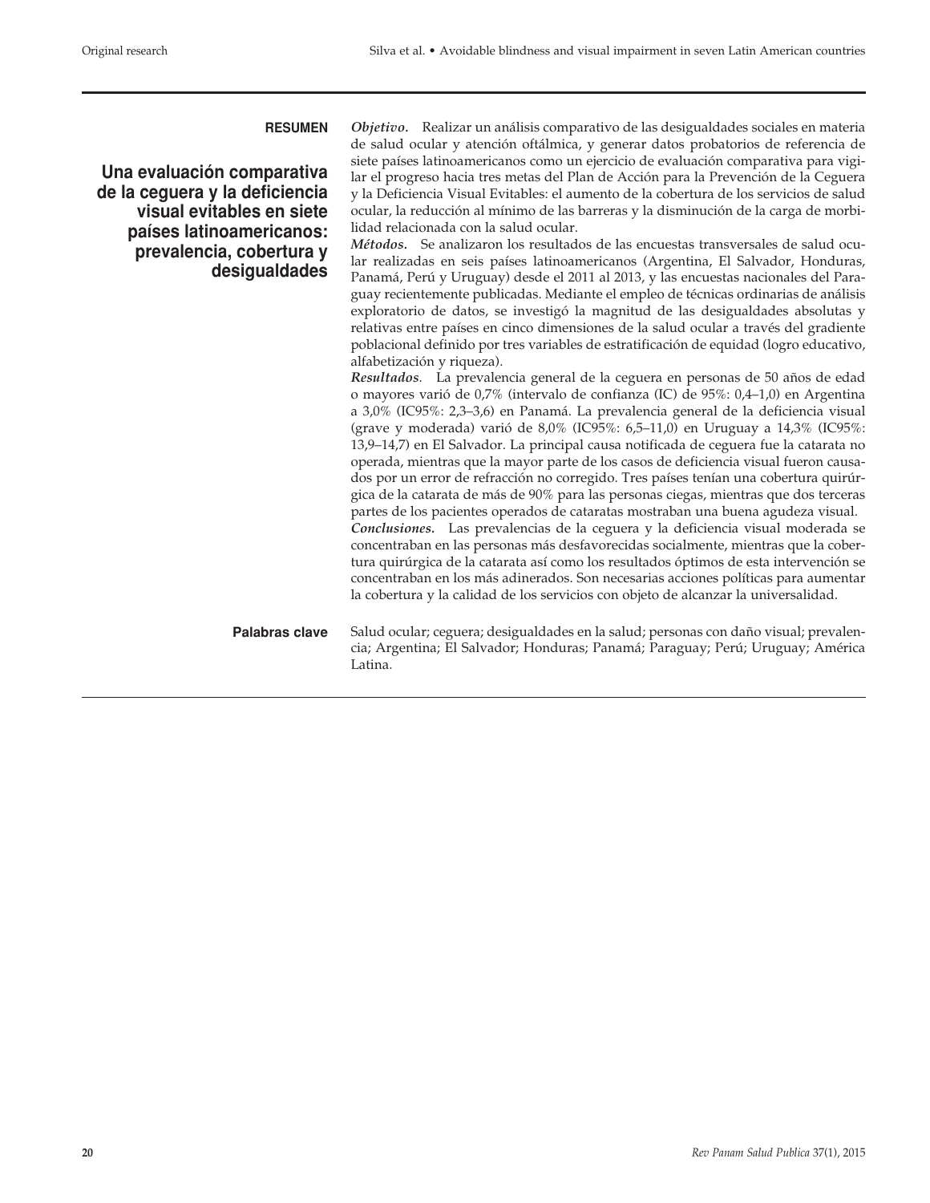## RESUMEN

### Una evaluación comparativa de la ceguera y la deficiencia visual evitables en siete países latinoamericanos: prevalencia, cobertura y desigualdades

***Objetivo.*** Realizar un análisis comparativo de las desigualdades sociales en materia de salud ocular y atención oftálmica, y generar datos probatorios de referencia de siete países latinoamericanos como un ejercicio de evaluación comparativa para vigilar el progreso hacia tres metas del Plan de Acción para la Prevención de la Ceguera y la Deficiencia Visual Evitables: el aumento de la cobertura de los servicios de salud ocular, la reducción al mínimo de las barreras y la disminución de la carga de morbilidad relacionada con la salud ocular.

***Métodos.*** Se analizaron los resultados de las encuestas transversales de salud ocular realizadas en seis países latinoamericanos (Argentina, El Salvador, Honduras, Panamá, Perú y Uruguay) desde el 2011 al 2013, y las encuestas nacionales del Paraguay recientemente publicadas. Mediante el empleo de técnicas ordinarias de análisis exploratorio de datos, se investigó la magnitud de las desigualdades absolutas y relativas entre países en cinco dimensiones de la salud ocular a través del gradiente poblacional definido por tres variables de estratificación de equidad (logro educativo, alfabetización y riqueza).

***Resultados***. La prevalencia general de la ceguera en personas de 50 años de edad o mayores varió de 0,7% (intervalo de confianza (IC) de 95%: 0,4–1,0) en Argentina a 3,0% (IC95%: 2,3–3,6) en Panamá. La prevalencia general de la deficiencia visual (grave y moderada) varió de 8,0% (IC95%: 6,5–11,0) en Uruguay a 14,3% (IC95%: 13,9–14,7) en El Salvador. La principal causa notificada de ceguera fue la catarata no operada, mientras que la mayor parte de los casos de deficiencia visual fueron causados por un error de refracción no corregido. Tres países tenían una cobertura quirúrgica de la catarata de más de 90% para las personas ciegas, mientras que dos terceras partes de los pacientes operados de cataratas mostraban una buena agudeza visual.

***Conclusiones.*** Las prevalencias de la ceguera y la deficiencia visual moderada se concentraban en las personas más desfavorecidas socialmente, mientras que la cobertura quirúrgica de la catarata así como los resultados óptimos de esta intervención se concentraban en los más adinerados. Son necesarias acciones políticas para aumentar la cobertura y la calidad de los servicios con objeto de alcanzar la universalidad.

**Palabras clave** Salud ocular; ceguera; desigualdades en la salud; personas con daño visual; prevalencia; Argentina; El Salvador; Honduras; Panamá; Paraguay; Perú; Uruguay; América Latina.